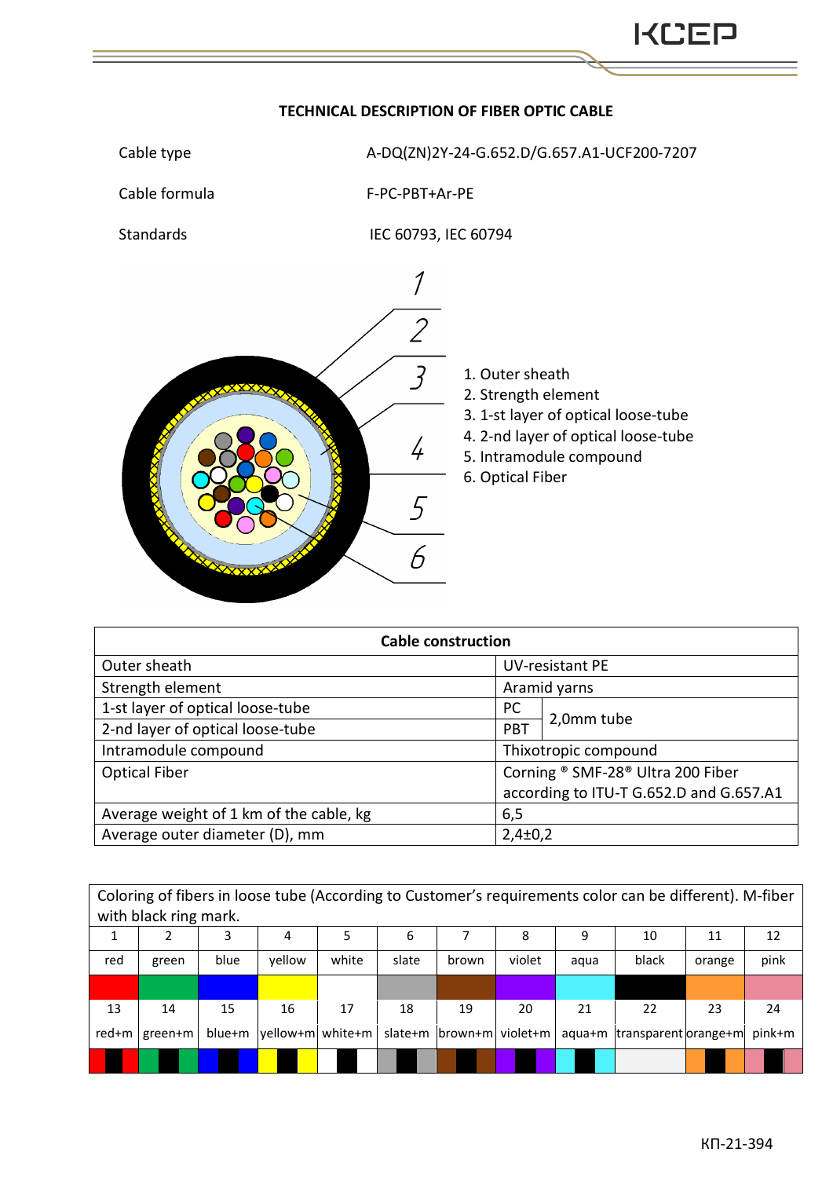## TECHNICAL DESCRIPTION OF FIBER OPTIC CABLE

| | |
|---|---|
| Cable type | A-DQ(ZN)2Y-24-G.652.D/G.657.A1-UCF200-7207 |
| Cable formula | F-PC-PBT+Ar-PE |
| Standards | IEC 60793, IEC 60794 |

1. Outer sheath
2. Strength element
3. 1-st layer of optical loose-tube
4. 2-nd layer of optical loose-tube
5. Intramodule compound
6. Optical Fiber

| Cable construction | | |
|---|---|---|
| Outer sheath | UV-resistant PE | |
| Strength element | Aramid yarns | |
| 1-st layer of optical loose-tube | PC | 2,0mm tube |
| 2-nd layer of optical loose-tube | PBT | |
| Intramodule compound | Thixotropic compound | |
| Optical Fiber | Corning ® SMF-28® Ultra 200 Fiber according to ITU-T G.652.D and G.657.A1 | |
| Average weight of 1 km of the cable, kg | 6,5 | |
| Average outer diameter (D), mm | 2,4±0,2 | |

Coloring of fibers in loose tube (According to Customer's requirements color can be different). M-fiber with black ring mark.

| 1 | 2 | 3 | 4 | 5 | 6 | 7 | 8 | 9 | 10 | 11 | 12 |
|---|---|---|---|---|---|---|---|---|---|---|---|
| red | green | blue | yellow | white | slate | brown | violet | aqua | black | orange | pink |
| 13 | 14 | 15 | 16 | 17 | 18 | 19 | 20 | 21 | 22 | 23 | 24 |
| red+m | green+m | blue+m | yellow+m | white+m | slate+m | brown+m | violet+m | aqua+m | transparent | orange+m | pink+m |

КП-21-394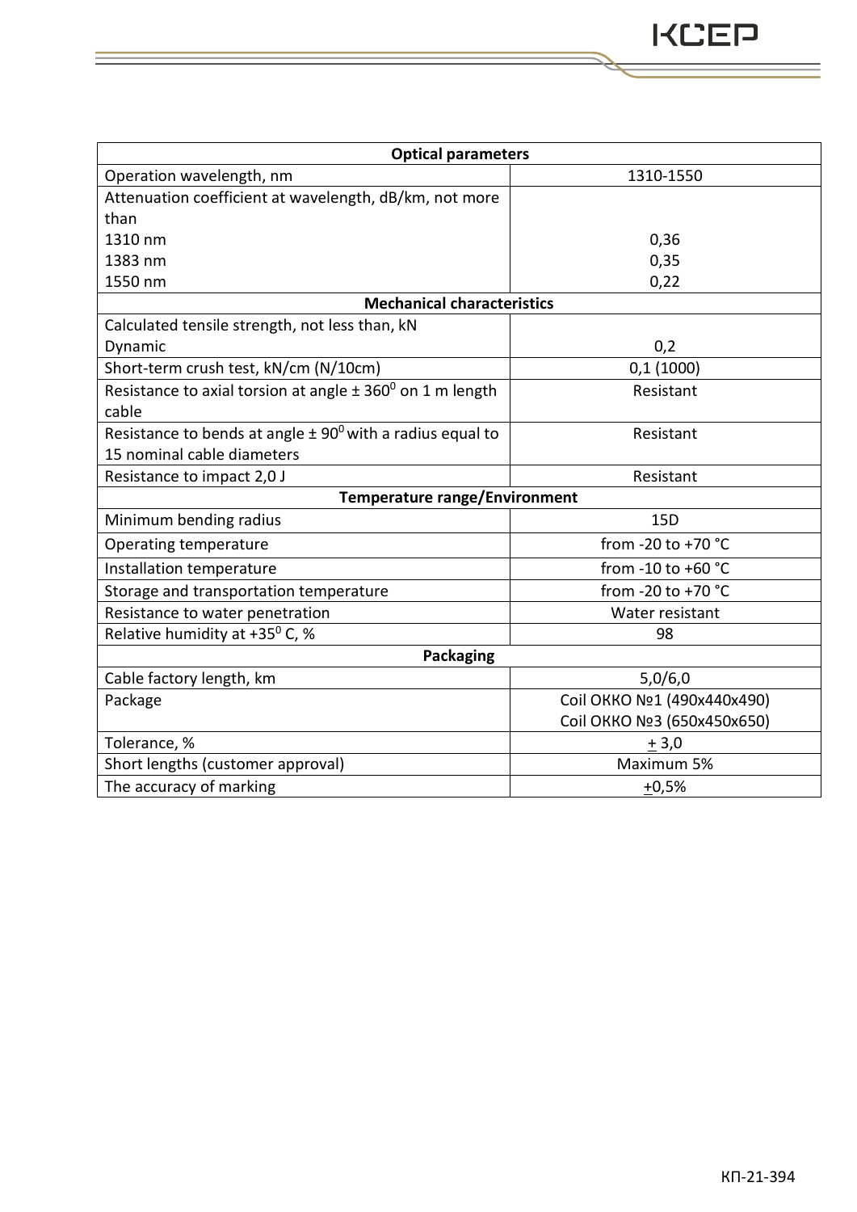| | |
|---|---|
| **Optical parameters** | |
| Operation wavelength, nm | 1310-1550 |
| Attenuation coefficient at wavelength, dB/km, not more than | |
| 1310 nm | 0,36 |
| 1383 nm | 0,35 |
| 1550 nm | 0,22 |
| **Mechanical characteristics** | |
| Calculated tensile strength, not less than, kN Dynamic | 0,2 |
| Short-term crush test, kN/cm (N/10cm) | 0,1 (1000) |
| Resistance to axial torsion at angle ± 360$^0$ on 1 m length cable | Resistant |
| Resistance to bends at angle ± 90$^0$ with a radius equal to 15 nominal cable diameters | Resistant |
| Resistance to impact 2,0 J | Resistant |
| **Temperature range/Environment** | |
| Minimum bending radius | 15D |
| Operating temperature | from -20 to +70 °C |
| Installation temperature | from -10 to +60 °C |
| Storage and transportation temperature | from -20 to +70 °C |
| Resistance to water penetration | Water resistant |
| Relative humidity at +35$^0$ C, % | 98 |
| **Packaging** | |
| Cable factory length, km | 5,0/6,0 |
| Package | Coil ОККО №1 (490x440x490) Coil ОККО №3 (650x450x650) |
| Tolerance, % | ± 3,0 |
| Short lengths (customer approval) | Maximum 5% |
| The accuracy of marking | ±0,5% |

КП-21-394